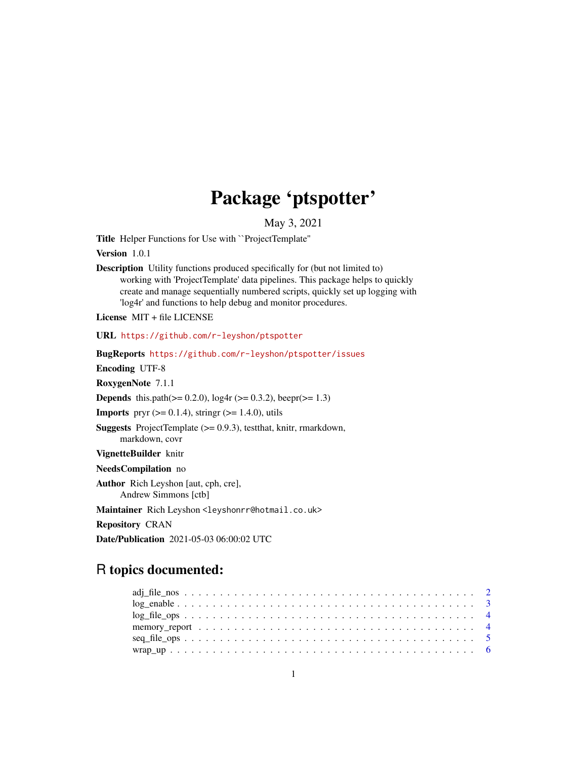# Package 'ptspotter'

May 3, 2021

**Title** Helper Functions for Use with ``ProjectTemplate''

**Version** 1.0.1

**Description** Utility functions produced specifically for (but not limited to) working with 'ProjectTemplate' data pipelines. This package helps to quickly create and manage sequentially numbered scripts, quickly set up logging with 'log4r' and functions to help debug and monitor procedures.

**License** MIT + file LICENSE

**URL** https://github.com/r-leyshon/ptspotter

**BugReports** https://github.com/r-leyshon/ptspotter/issues

**Encoding** UTF-8

**RoxygenNote** 7.1.1

**Depends** this.path(>= 0.2.0), log4r (>= 0.3.2), beepr(>= 1.3)

**Imports** pryr (>= 0.1.4), stringr (>= 1.4.0), utils

**Suggests** ProjectTemplate (>= 0.9.3), testthat, knitr, rmarkdown, markdown, covr

**VignetteBuilder** knitr

**NeedsCompilation** no

**Author** Rich Leyshon [aut, cph, cre], Andrew Simmons [ctb]

**Maintainer** Rich Leyshon <leyshonrr@hotmail.co.uk>

**Repository** CRAN

**Date/Publication** 2021-05-03 06:00:02 UTC

## R topics documented:

adj_file_nos . . . . . . . . . . . . . . . . . . . . . . . . . . . . . . . . . . . . . . . . 2
log_enable . . . . . . . . . . . . . . . . . . . . . . . . . . . . . . . . . . . . . . . . . 3
log_file_ops . . . . . . . . . . . . . . . . . . . . . . . . . . . . . . . . . . . . . . . . 4
memory_report . . . . . . . . . . . . . . . . . . . . . . . . . . . . . . . . . . . . . . . 4
seq_file_ops . . . . . . . . . . . . . . . . . . . . . . . . . . . . . . . . . . . . . . . . 5
wrap_up . . . . . . . . . . . . . . . . . . . . . . . . . . . . . . . . . . . . . . . . . . 6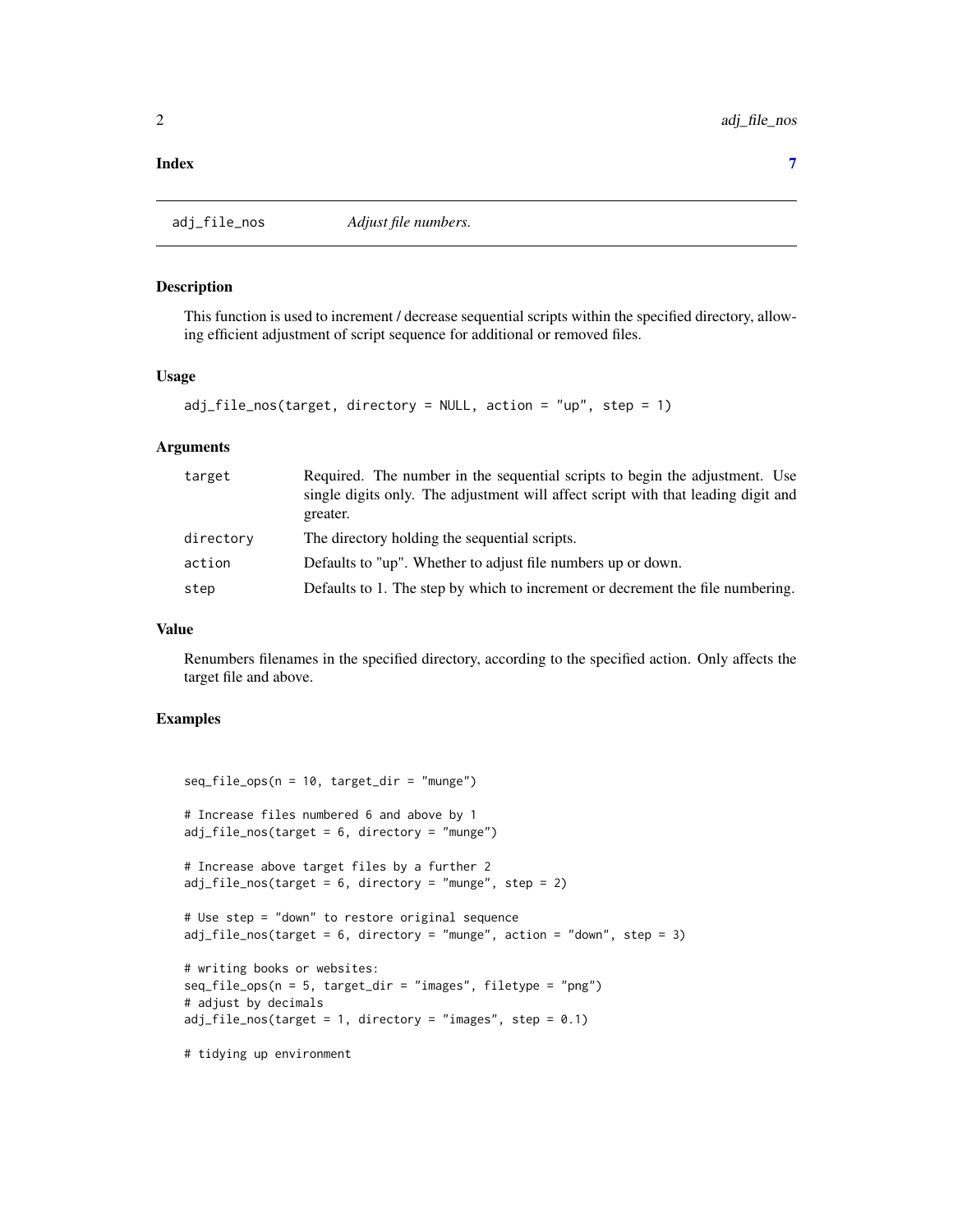**Index** 7

## adj_file_nos — *Adjust file numbers.*

### Description

This function is used to increment / decrease sequential scripts within the specified directory, allowing efficient adjustment of script sequence for additional or removed files.

### Usage

```
adj_file_nos(target, directory = NULL, action = "up", step = 1)
```

### Arguments

| | |
|---|---|
| target | Required. The number in the sequential scripts to begin the adjustment. Use single digits only. The adjustment will affect script with that leading digit and greater. |
| directory | The directory holding the sequential scripts. |
| action | Defaults to "up". Whether to adjust file numbers up or down. |
| step | Defaults to 1. The step by which to increment or decrement the file numbering. |

### Value

Renumbers filenames in the specified directory, according to the specified action. Only affects the target file and above.

### Examples

```
seq_file_ops(n = 10, target_dir = "munge")

# Increase files numbered 6 and above by 1
adj_file_nos(target = 6, directory = "munge")

# Increase above target files by a further 2
adj_file_nos(target = 6, directory = "munge", step = 2)

# Use step = "down" to restore original sequence
adj_file_nos(target = 6, directory = "munge", action = "down", step = 3)

# writing books or websites:
seq_file_ops(n = 5, target_dir = "images", filetype = "png")
# adjust by decimals
adj_file_nos(target = 1, directory = "images", step = 0.1)

# tidying up environment
```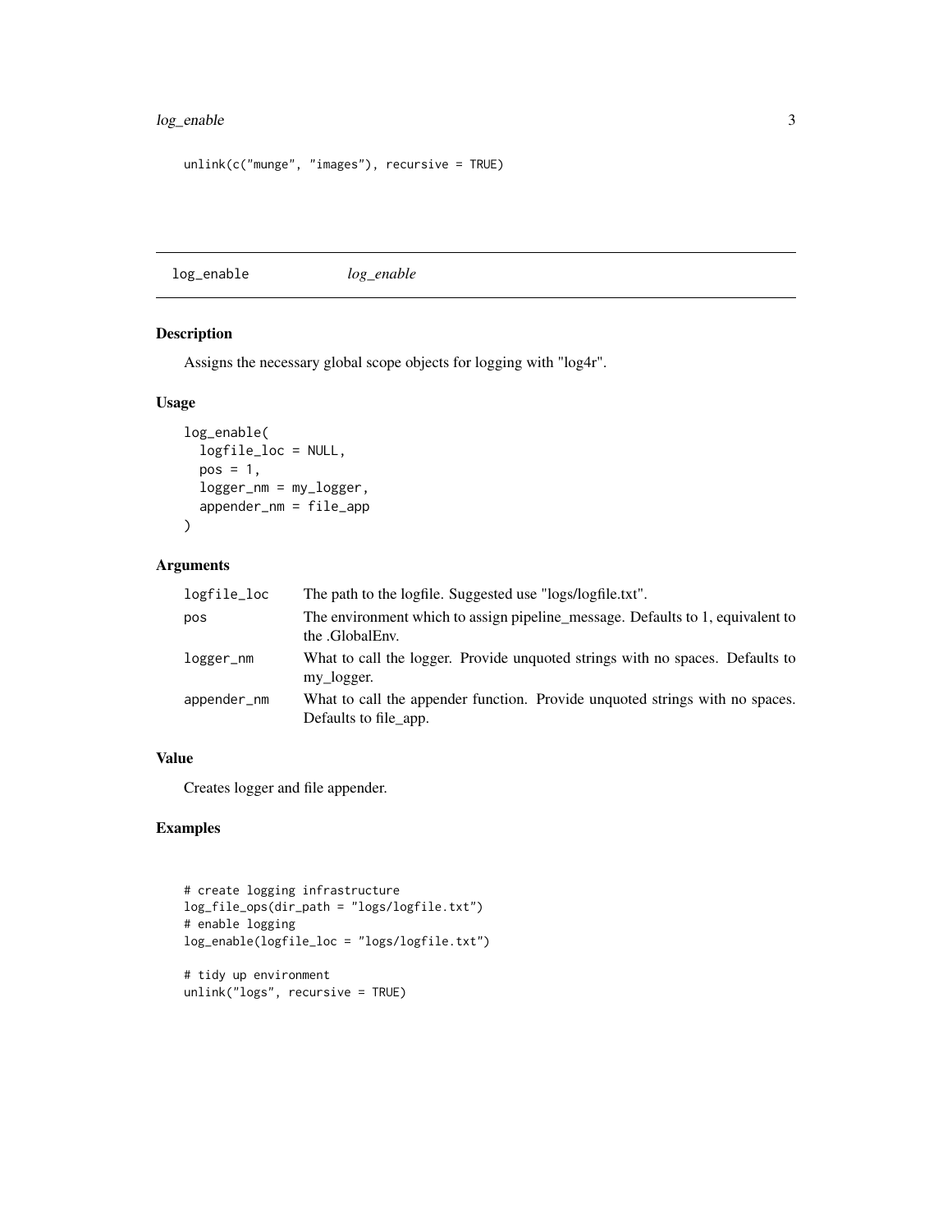```
unlink(c("munge", "images"), recursive = TRUE)
```

---

## log_enable *log_enable*

### Description

Assigns the necessary global scope objects for logging with "log4r".

### Usage

```
log_enable(
  logfile_loc = NULL,
  pos = 1,
  logger_nm = my_logger,
  appender_nm = file_app
)
```

### Arguments

| | |
|---|---|
| logfile_loc | The path to the logfile. Suggested use "logs/logfile.txt". |
| pos | The environment which to assign pipeline_message. Defaults to 1, equivalent to the .GlobalEnv. |
| logger_nm | What to call the logger. Provide unquoted strings with no spaces. Defaults to my_logger. |
| appender_nm | What to call the appender function. Provide unquoted strings with no spaces. Defaults to file_app. |

### Value

Creates logger and file appender.

### Examples

```
# create logging infrastructure
log_file_ops(dir_path = "logs/logfile.txt")
# enable logging
log_enable(logfile_loc = "logs/logfile.txt")

# tidy up environment
unlink("logs", recursive = TRUE)
```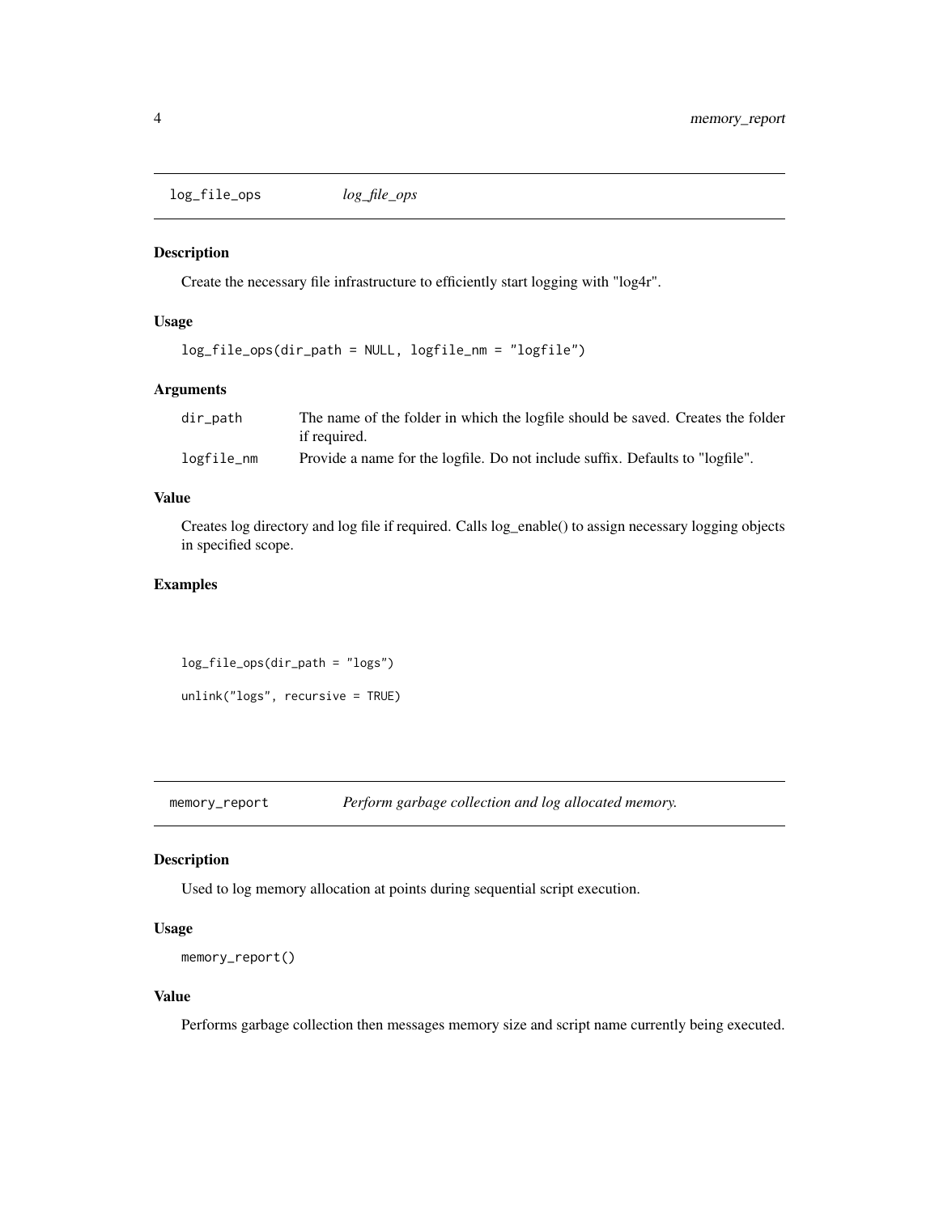## log_file_ops    *log_file_ops*

### Description

Create the necessary file infrastructure to efficiently start logging with "log4r".

### Usage

```
log_file_ops(dir_path = NULL, logfile_nm = "logfile")
```

### Arguments

| | |
|---|---|
| dir_path | The name of the folder in which the logfile should be saved. Creates the folder if required. |
| logfile_nm | Provide a name for the logfile. Do not include suffix. Defaults to "logfile". |

### Value

Creates log directory and log file if required. Calls log_enable() to assign necessary logging objects in specified scope.

### Examples

```
log_file_ops(dir_path = "logs")

unlink("logs", recursive = TRUE)
```

## memory_report    *Perform garbage collection and log allocated memory.*

### Description

Used to log memory allocation at points during sequential script execution.

### Usage

```
memory_report()
```

### Value

Performs garbage collection then messages memory size and script name currently being executed.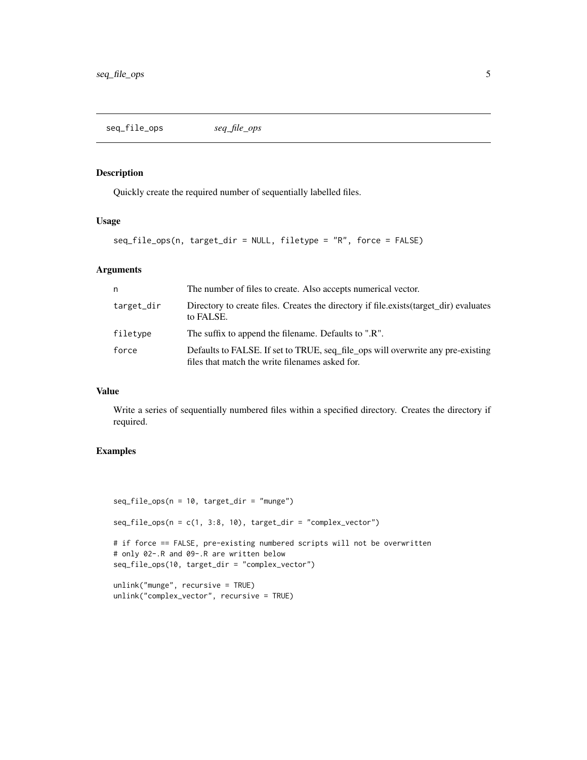## seq_file_ops *seq_file_ops*

### Description

Quickly create the required number of sequentially labelled files.

### Usage

```
seq_file_ops(n, target_dir = NULL, filetype = "R", force = FALSE)
```

### Arguments

| | |
|---|---|
| n | The number of files to create. Also accepts numerical vector. |
| target_dir | Directory to create files. Creates the directory if file.exists(target_dir) evaluates to FALSE. |
| filetype | The suffix to append the filename. Defaults to ".R". |
| force | Defaults to FALSE. If set to TRUE, seq_file_ops will overwrite any pre-existing files that match the write filenames asked for. |

### Value

Write a series of sequentially numbered files within a specified directory. Creates the directory if required.

### Examples

```
seq_file_ops(n = 10, target_dir = "munge")

seq_file_ops(n = c(1, 3:8, 10), target_dir = "complex_vector")

# if force == FALSE, pre-existing numbered scripts will not be overwritten
# only 02-.R and 09-.R are written below
seq_file_ops(10, target_dir = "complex_vector")

unlink("munge", recursive = TRUE)
unlink("complex_vector", recursive = TRUE)
```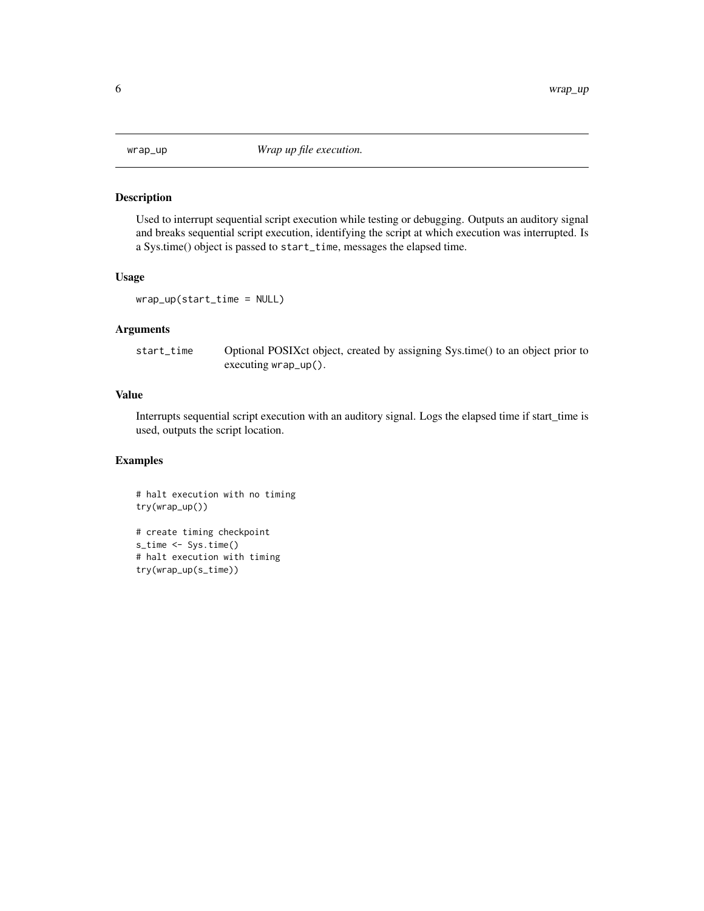# wrap_up — *Wrap up file execution.*

## Description

Used to interrupt sequential script execution while testing or debugging. Outputs an auditory signal and breaks sequential script execution, identifying the script at which execution was interrupted. Is a Sys.time() object is passed to `start_time`, messages the elapsed time.

## Usage

```
wrap_up(start_time = NULL)
```

## Arguments

| | |
|---|---|
| `start_time` | Optional POSIXct object, created by assigning Sys.time() to an object prior to executing `wrap_up()`. |

## Value

Interrupts sequential script execution with an auditory signal. Logs the elapsed time if start_time is used, outputs the script location.

## Examples

```
# halt execution with no timing
try(wrap_up())

# create timing checkpoint
s_time <- Sys.time()
# halt execution with timing
try(wrap_up(s_time))
```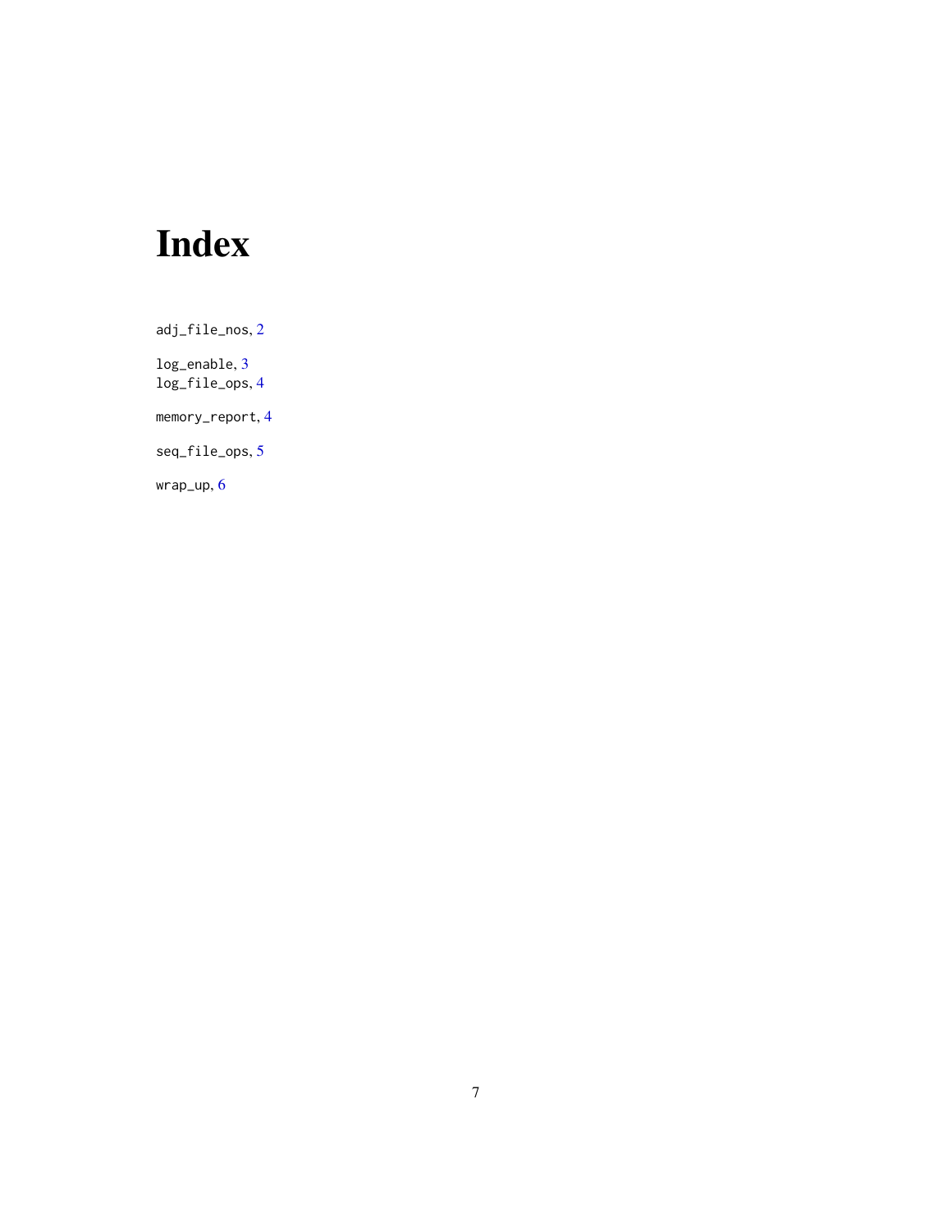# Index

adj_file_nos, 2

log_enable, 3
log_file_ops, 4

memory_report, 4

seq_file_ops, 5

wrap_up, 6